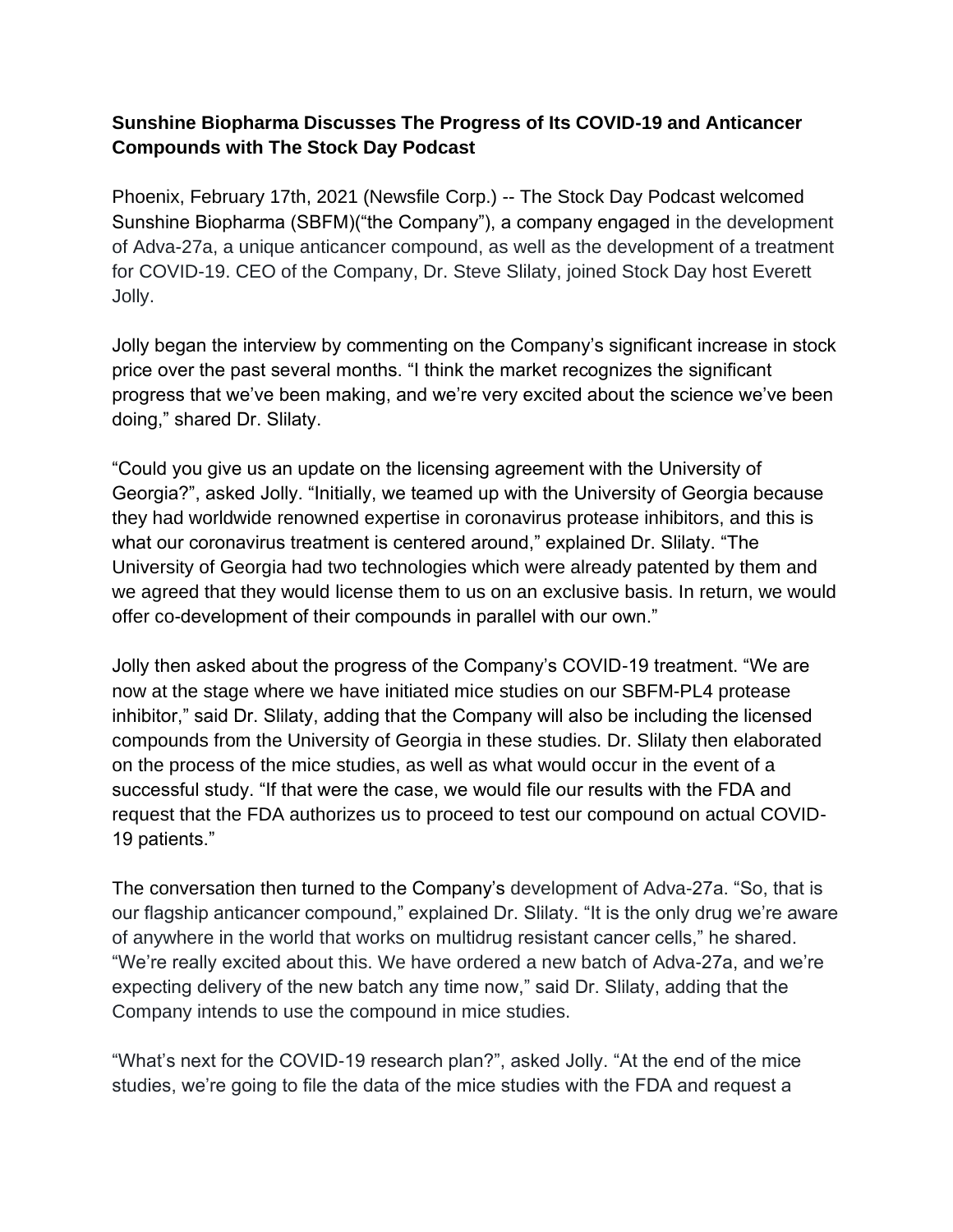**Sunshine Biopharma Discusses The Progress of Its COVID-19 and Anticancer Compounds with The Stock Day Podcast**

Phoenix, February 17th, 2021 (Newsfile Corp.) -- The Stock Day Podcast welcomed Sunshine Biopharma (SBFM)("the Company"), a company engaged in the development of Adva-27a, a unique anticancer compound, as well as the development of a treatment for COVID-19. CEO of the Company, Dr. Steve Slilaty, joined Stock Day host Everett Jolly.

Jolly began the interview by commenting on the Company's significant increase in stock price over the past several months. "I think the market recognizes the significant progress that we've been making, and we're very excited about the science we've been doing," shared Dr. Slilaty.

"Could you give us an update on the licensing agreement with the University of Georgia?", asked Jolly. "Initially, we teamed up with the University of Georgia because they had worldwide renowned expertise in coronavirus protease inhibitors, and this is what our coronavirus treatment is centered around," explained Dr. Slilaty. "The University of Georgia had two technologies which were already patented by them and we agreed that they would license them to us on an exclusive basis. In return, we would offer co-development of their compounds in parallel with our own."

Jolly then asked about the progress of the Company's COVID-19 treatment. "We are now at the stage where we have initiated mice studies on our SBFM-PL4 protease inhibitor," said Dr. Slilaty, adding that the Company will also be including the licensed compounds from the University of Georgia in these studies. Dr. Slilaty then elaborated on the process of the mice studies, as well as what would occur in the event of a successful study. "If that were the case, we would file our results with the FDA and request that the FDA authorizes us to proceed to test our compound on actual COVID-19 patients."

The conversation then turned to the Company's development of Adva-27a. "So, that is our flagship anticancer compound," explained Dr. Slilaty. "It is the only drug we're aware of anywhere in the world that works on multidrug resistant cancer cells," he shared. "We're really excited about this. We have ordered a new batch of Adva-27a, and we're expecting delivery of the new batch any time now," said Dr. Slilaty, adding that the Company intends to use the compound in mice studies.

"What's next for the COVID-19 research plan?", asked Jolly. "At the end of the mice studies, we're going to file the data of the mice studies with the FDA and request a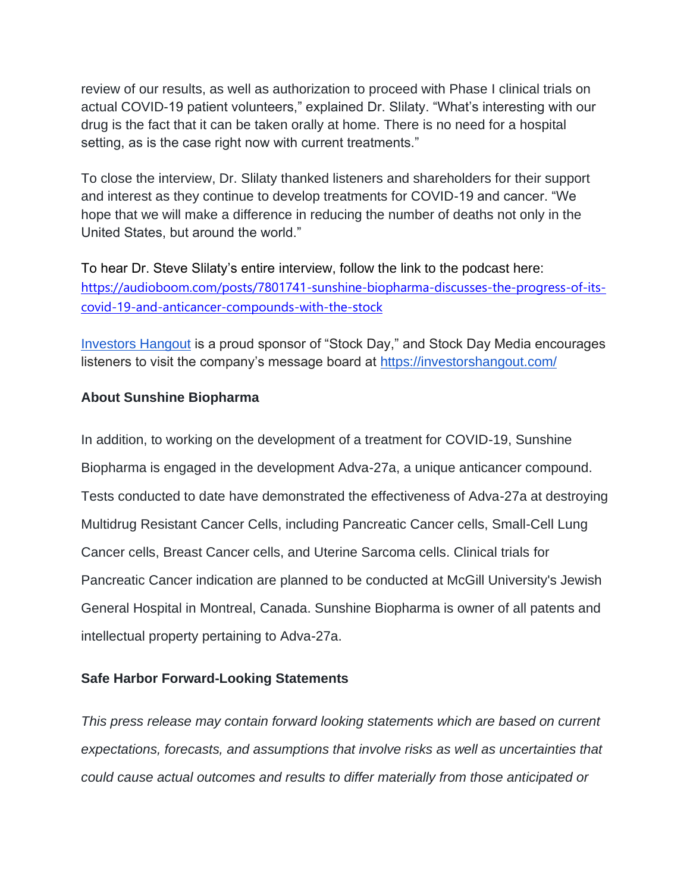review of our results, as well as authorization to proceed with Phase I clinical trials on actual COVID-19 patient volunteers," explained Dr. Slilaty. "What's interesting with our drug is the fact that it can be taken orally at home. There is no need for a hospital setting, as is the case right now with current treatments."

To close the interview, Dr. Slilaty thanked listeners and shareholders for their support and interest as they continue to develop treatments for COVID-19 and cancer. "We hope that we will make a difference in reducing the number of deaths not only in the United States, but around the world."

To hear Dr. Steve Slilaty's entire interview, follow the link to the podcast here: https://audioboom.com/posts/7801741-sunshine-biopharma-discusses-the-progress-of-its-covid-19-and-anticancer-compounds-with-the-stock

Investors Hangout is a proud sponsor of "Stock Day," and Stock Day Media encourages listeners to visit the company's message board at https://investorshangout.com/

**About Sunshine Biopharma**

In addition, to working on the development of a treatment for COVID-19, Sunshine Biopharma is engaged in the development Adva-27a, a unique anticancer compound. Tests conducted to date have demonstrated the effectiveness of Adva-27a at destroying Multidrug Resistant Cancer Cells, including Pancreatic Cancer cells, Small-Cell Lung Cancer cells, Breast Cancer cells, and Uterine Sarcoma cells. Clinical trials for Pancreatic Cancer indication are planned to be conducted at McGill University's Jewish General Hospital in Montreal, Canada. Sunshine Biopharma is owner of all patents and intellectual property pertaining to Adva-27a.

**Safe Harbor Forward-Looking Statements**

*This press release may contain forward looking statements which are based on current expectations, forecasts, and assumptions that involve risks as well as uncertainties that could cause actual outcomes and results to differ materially from those anticipated or*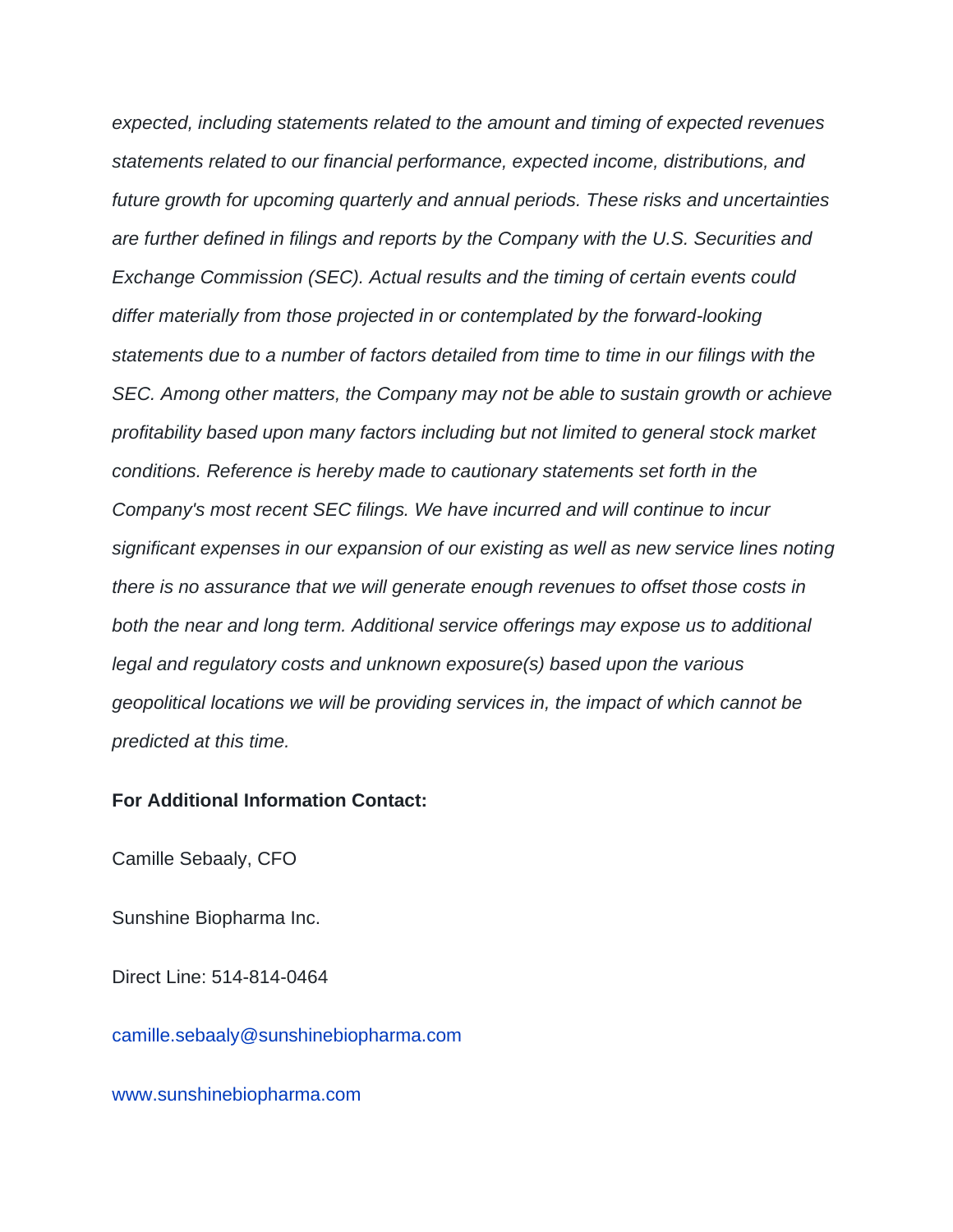*expected, including statements related to the amount and timing of expected revenues statements related to our financial performance, expected income, distributions, and future growth for upcoming quarterly and annual periods. These risks and uncertainties are further defined in filings and reports by the Company with the U.S. Securities and Exchange Commission (SEC). Actual results and the timing of certain events could differ materially from those projected in or contemplated by the forward-looking statements due to a number of factors detailed from time to time in our filings with the SEC. Among other matters, the Company may not be able to sustain growth or achieve profitability based upon many factors including but not limited to general stock market conditions. Reference is hereby made to cautionary statements set forth in the Company's most recent SEC filings. We have incurred and will continue to incur significant expenses in our expansion of our existing as well as new service lines noting there is no assurance that we will generate enough revenues to offset those costs in both the near and long term. Additional service offerings may expose us to additional legal and regulatory costs and unknown exposure(s) based upon the various geopolitical locations we will be providing services in, the impact of which cannot be predicted at this time.*

**For Additional Information Contact:**

Camille Sebaaly, CFO

Sunshine Biopharma Inc.

Direct Line: 514-814-0464

camille.sebaaly@sunshinebiopharma.com

www.sunshinebiopharma.com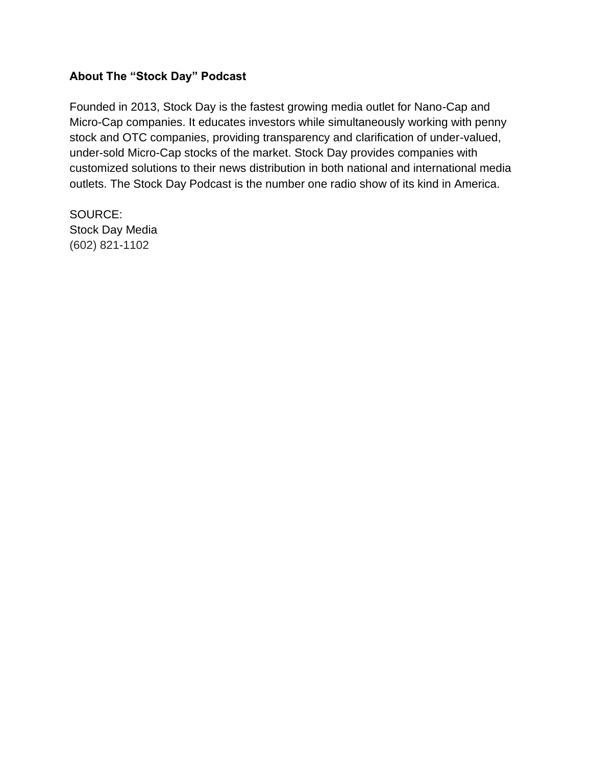**About The “Stock Day” Podcast**

Founded in 2013, Stock Day is the fastest growing media outlet for Nano-Cap and Micro-Cap companies. It educates investors while simultaneously working with penny stock and OTC companies, providing transparency and clarification of under-valued, under-sold Micro-Cap stocks of the market. Stock Day provides companies with customized solutions to their news distribution in both national and international media outlets. The Stock Day Podcast is the number one radio show of its kind in America.

SOURCE:
Stock Day Media
(602) 821-1102